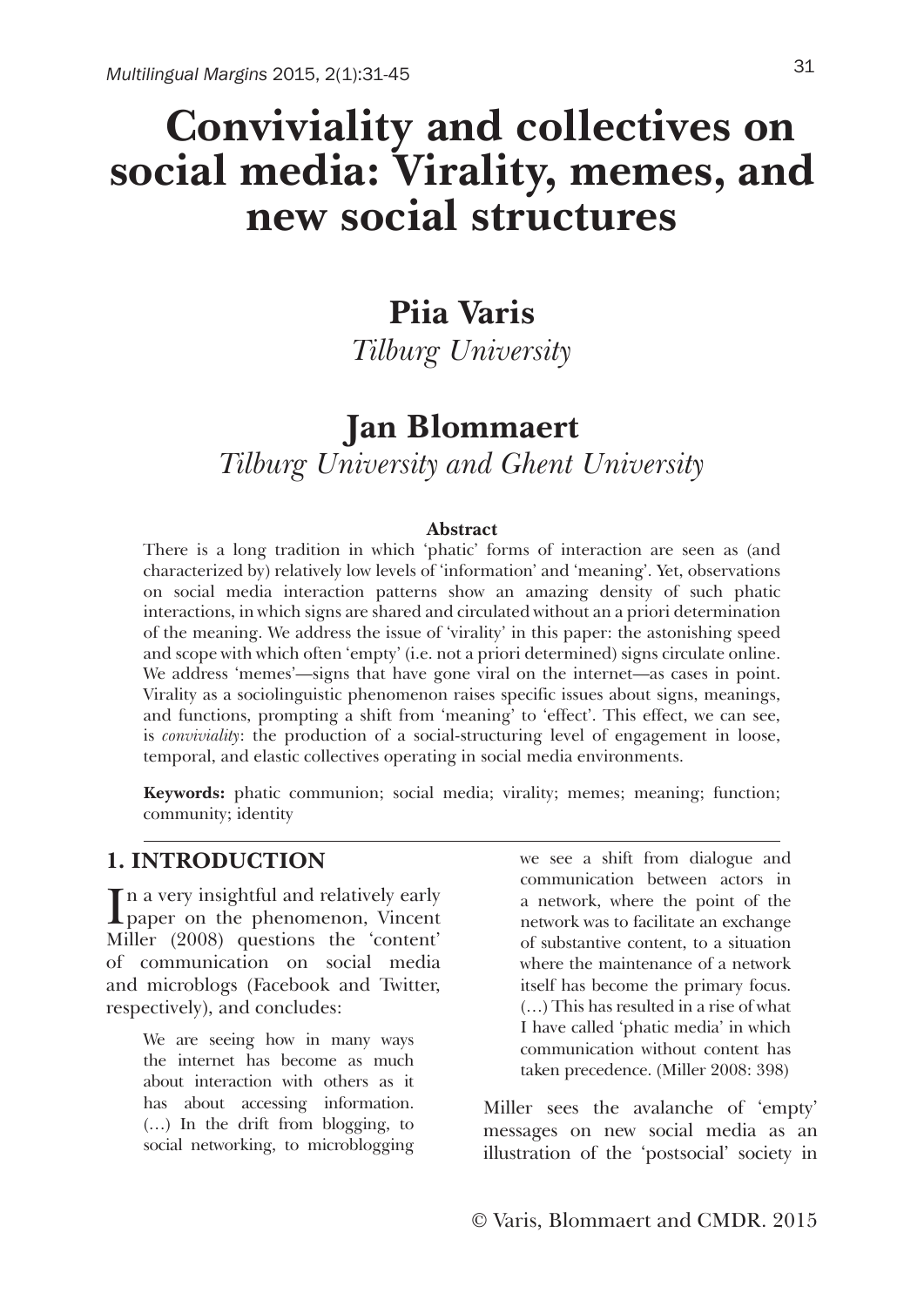# Conviviality and collectives on social media: Virality, memes, and new social structures

**Piia Varis**
*Tilburg University*

**Jan Blommaert**
*Tilburg University and Ghent University*

**Abstract**

There is a long tradition in which 'phatic' forms of interaction are seen as (and characterized by) relatively low levels of 'information' and 'meaning'. Yet, observations on social media interaction patterns show an amazing density of such phatic interactions, in which signs are shared and circulated without an a priori determination of the meaning. We address the issue of 'virality' in this paper: the astonishing speed and scope with which often 'empty' (i.e. not a priori determined) signs circulate online. We address 'memes'—signs that have gone viral on the internet—as cases in point. Virality as a sociolinguistic phenomenon raises specific issues about signs, meanings, and functions, prompting a shift from 'meaning' to 'effect'. This effect, we can see, is *conviviality*: the production of a social-structuring level of engagement in loose, temporal, and elastic collectives operating in social media environments.

**Keywords:** phatic communion; social media; virality; memes; meaning; function; community; identity

## 1. INTRODUCTION

In a very insightful and relatively early paper on the phenomenon, Vincent Miller (2008) questions the 'content' of communication on social media and microblogs (Facebook and Twitter, respectively), and concludes:

> We are seeing how in many ways the internet has become as much about interaction with others as it has about accessing information. (…) In the drift from blogging, to social networking, to microblogging we see a shift from dialogue and communication between actors in a network, where the point of the network was to facilitate an exchange of substantive content, to a situation where the maintenance of a network itself has become the primary focus. (…) This has resulted in a rise of what I have called 'phatic media' in which communication without content has taken precedence. (Miller 2008: 398)

Miller sees the avalanche of 'empty' messages on new social media as an illustration of the 'postsocial' society in

© Varis, Blommaert and CMDR. 2015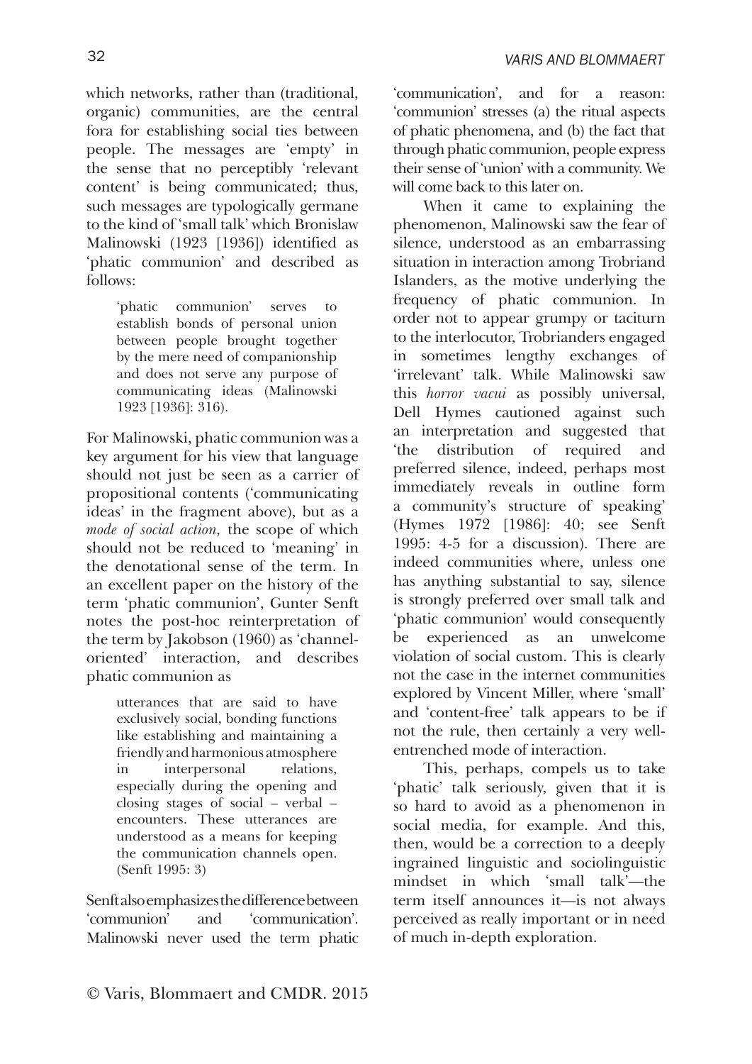which networks, rather than (traditional, organic) communities, are the central fora for establishing social ties between people. The messages are 'empty' in the sense that no perceptibly 'relevant content' is being communicated; thus, such messages are typologically germane to the kind of 'small talk' which Bronislaw Malinowski (1923 [1936]) identified as 'phatic communion' and described as follows:

> 'phatic communion' serves to establish bonds of personal union between people brought together by the mere need of companionship and does not serve any purpose of communicating ideas (Malinowski 1923 [1936]: 316).

For Malinowski, phatic communion was a key argument for his view that language should not just be seen as a carrier of propositional contents ('communicating ideas' in the fragment above), but as a *mode of social action,* the scope of which should not be reduced to 'meaning' in the denotational sense of the term. In an excellent paper on the history of the term 'phatic communion', Gunter Senft notes the post-hoc reinterpretation of the term by Jakobson (1960) as 'channel-oriented' interaction, and describes phatic communion as

> utterances that are said to have exclusively social, bonding functions like establishing and maintaining a friendly and harmonious atmosphere in interpersonal relations, especially during the opening and closing stages of social – verbal – encounters. These utterances are understood as a means for keeping the communication channels open. (Senft 1995: 3)

Senft also emphasizes the difference between 'communion' and 'communication'. Malinowski never used the term phatic 'communication', and for a reason: 'communion' stresses (a) the ritual aspects of phatic phenomena, and (b) the fact that through phatic communion, people express their sense of 'union' with a community. We will come back to this later on.

When it came to explaining the phenomenon, Malinowski saw the fear of silence, understood as an embarrassing situation in interaction among Trobriand Islanders, as the motive underlying the frequency of phatic communion. In order not to appear grumpy or taciturn to the interlocutor, Trobrianders engaged in sometimes lengthy exchanges of 'irrelevant' talk. While Malinowski saw this *horror vacui* as possibly universal, Dell Hymes cautioned against such an interpretation and suggested that 'the distribution of required and preferred silence, indeed, perhaps most immediately reveals in outline form a community's structure of speaking' (Hymes 1972 [1986]: 40; see Senft 1995: 4-5 for a discussion). There are indeed communities where, unless one has anything substantial to say, silence is strongly preferred over small talk and 'phatic communion' would consequently be experienced as an unwelcome violation of social custom. This is clearly not the case in the internet communities explored by Vincent Miller, where 'small' and 'content-free' talk appears to be if not the rule, then certainly a very well-entrenched mode of interaction.

This, perhaps, compels us to take 'phatic' talk seriously, given that it is so hard to avoid as a phenomenon in social media, for example. And this, then, would be a correction to a deeply ingrained linguistic and sociolinguistic mindset in which 'small talk'—the term itself announces it—is not always perceived as really important or in need of much in-depth exploration.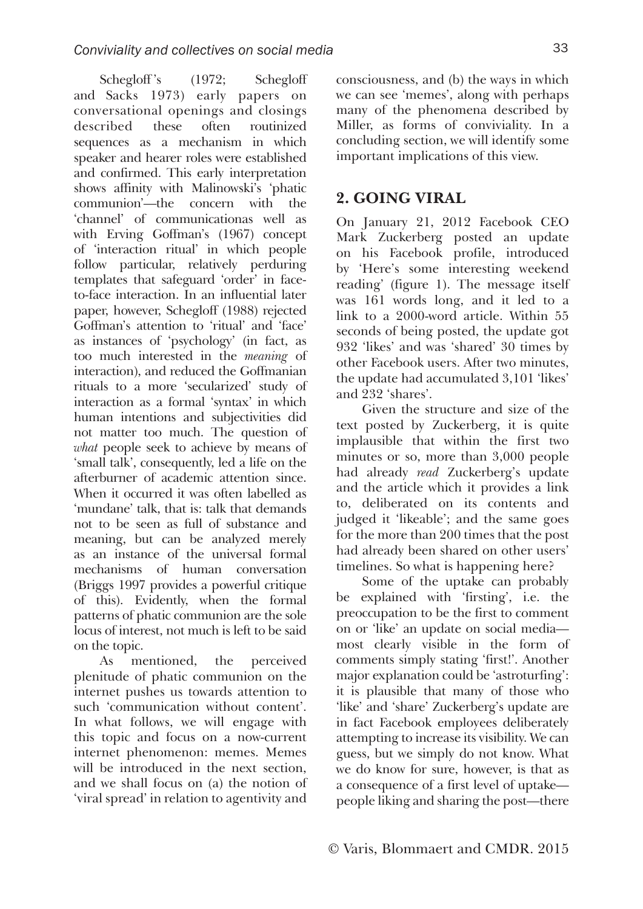Schegloff's (1972; Schegloff and Sacks 1973) early papers on conversational openings and closings described these often routinized sequences as a mechanism in which speaker and hearer roles were established and confirmed. This early interpretation shows affinity with Malinowski's 'phatic communion'—the concern with the 'channel' of communicationas well as with Erving Goffman's (1967) concept of 'interaction ritual' in which people follow particular, relatively perduring templates that safeguard 'order' in face-to-face interaction. In an influential later paper, however, Schegloff (1988) rejected Goffman's attention to 'ritual' and 'face' as instances of 'psychology' (in fact, as too much interested in the *meaning* of interaction), and reduced the Goffmanian rituals to a more 'secularized' study of interaction as a formal 'syntax' in which human intentions and subjectivities did not matter too much. The question of *what* people seek to achieve by means of 'small talk', consequently, led a life on the afterburner of academic attention since. When it occurred it was often labelled as 'mundane' talk, that is: talk that demands not to be seen as full of substance and meaning, but can be analyzed merely as an instance of the universal formal mechanisms of human conversation (Briggs 1997 provides a powerful critique of this). Evidently, when the formal patterns of phatic communion are the sole locus of interest, not much is left to be said on the topic.

As mentioned, the perceived plenitude of phatic communion on the internet pushes us towards attention to such 'communication without content'. In what follows, we will engage with this topic and focus on a now-current internet phenomenon: memes. Memes will be introduced in the next section, and we shall focus on (a) the notion of 'viral spread' in relation to agentivity and consciousness, and (b) the ways in which we can see 'memes', along with perhaps many of the phenomena described by Miller, as forms of conviviality. In a concluding section, we will identify some important implications of this view.

## 2. GOING VIRAL

On January 21, 2012 Facebook CEO Mark Zuckerberg posted an update on his Facebook profile, introduced by 'Here's some interesting weekend reading' (figure 1). The message itself was 161 words long, and it led to a link to a 2000-word article. Within 55 seconds of being posted, the update got 932 'likes' and was 'shared' 30 times by other Facebook users. After two minutes, the update had accumulated 3,101 'likes' and 232 'shares'.

Given the structure and size of the text posted by Zuckerberg, it is quite implausible that within the first two minutes or so, more than 3,000 people had already *read* Zuckerberg's update and the article which it provides a link to, deliberated on its contents and judged it 'likeable'; and the same goes for the more than 200 times that the post had already been shared on other users' timelines. So what is happening here?

Some of the uptake can probably be explained with 'firsting', i.e. the preoccupation to be the first to comment on or 'like' an update on social media—most clearly visible in the form of comments simply stating 'first!'. Another major explanation could be 'astroturfing': it is plausible that many of those who 'like' and 'share' Zuckerberg's update are in fact Facebook employees deliberately attempting to increase its visibility. We can guess, but we simply do not know. What we do know for sure, however, is that as a consequence of a first level of uptake—people liking and sharing the post—there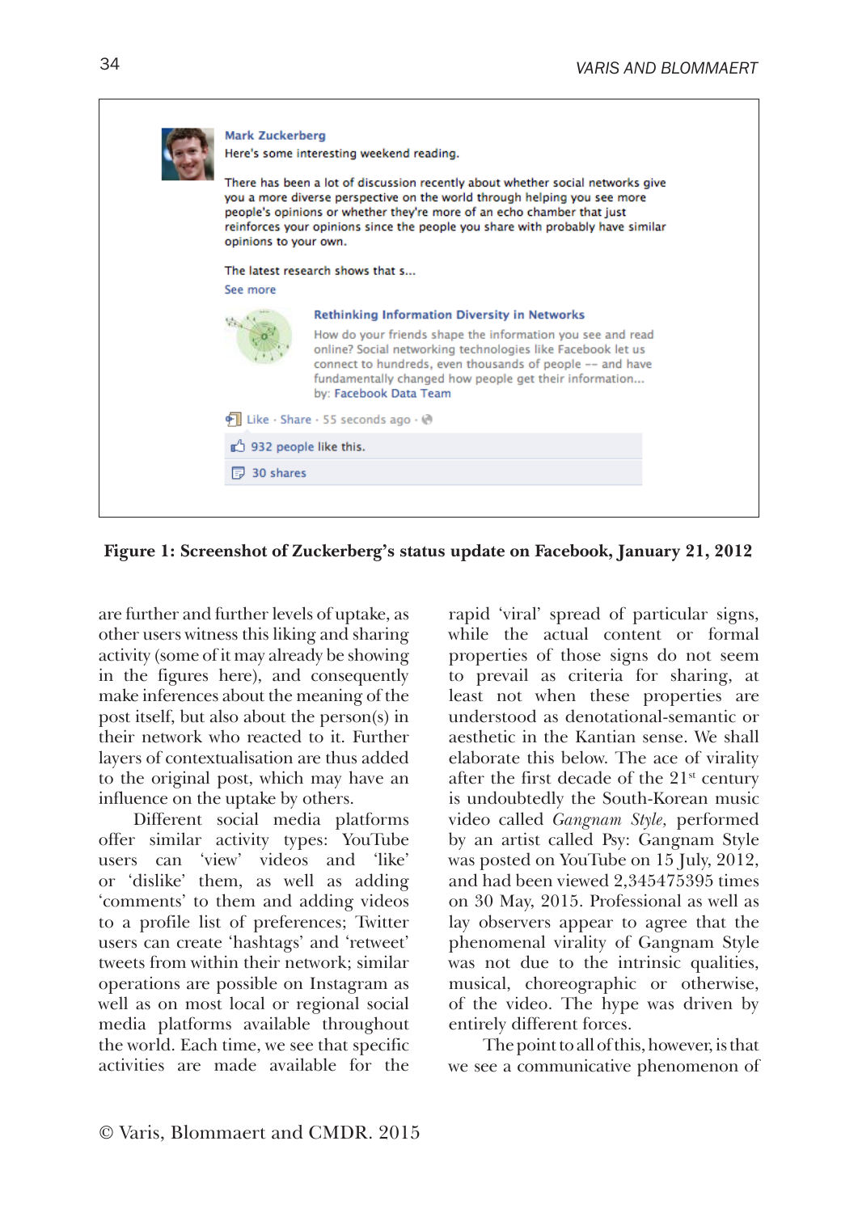> **Mark Zuckerberg**
> Here's some interesting weekend reading.
>
> There has been a lot of discussion recently about whether social networks give you a more diverse perspective on the world through helping you see more people's opinions or whether they're more of an echo chamber that just reinforces your opinions since the people you share with probably have similar opinions to your own.
>
> The latest research shows that s...
> See more
>
> **Rethinking Information Diversity in Networks**
> How do your friends shape the information you see and read online? Social networking technologies like Facebook let us connect to hundreds, even thousands of people -- and have fundamentally changed how people get their information...
> by: Facebook Data Team
>
> Like · Share · 55 seconds ago ·
> 932 people like this.
> 30 shares

**Figure 1: Screenshot of Zuckerberg's status update on Facebook, January 21, 2012**

are further and further levels of uptake, as other users witness this liking and sharing activity (some of it may already be showing in the figures here), and consequently make inferences about the meaning of the post itself, but also about the person(s) in their network who reacted to it. Further layers of contextualisation are thus added to the original post, which may have an influence on the uptake by others.

Different social media platforms offer similar activity types: YouTube users can 'view' videos and 'like' or 'dislike' them, as well as adding 'comments' to them and adding videos to a profile list of preferences; Twitter users can create 'hashtags' and 'retweet' tweets from within their network; similar operations are possible on Instagram as well as on most local or regional social media platforms available throughout the world. Each time, we see that specific activities are made available for the rapid 'viral' spread of particular signs, while the actual content or formal properties of those signs do not seem to prevail as criteria for sharing, at least not when these properties are understood as denotational-semantic or aesthetic in the Kantian sense. We shall elaborate this below. The ace of virality after the first decade of the 21st century is undoubtedly the South-Korean music video called *Gangnam Style*, performed by an artist called Psy: Gangnam Style was posted on YouTube on 15 July, 2012, and had been viewed 2,345475395 times on 30 May, 2015. Professional as well as lay observers appear to agree that the phenomenal virality of Gangnam Style was not due to the intrinsic qualities, musical, choreographic or otherwise, of the video. The hype was driven by entirely different forces.

The point to all of this, however, is that we see a communicative phenomenon of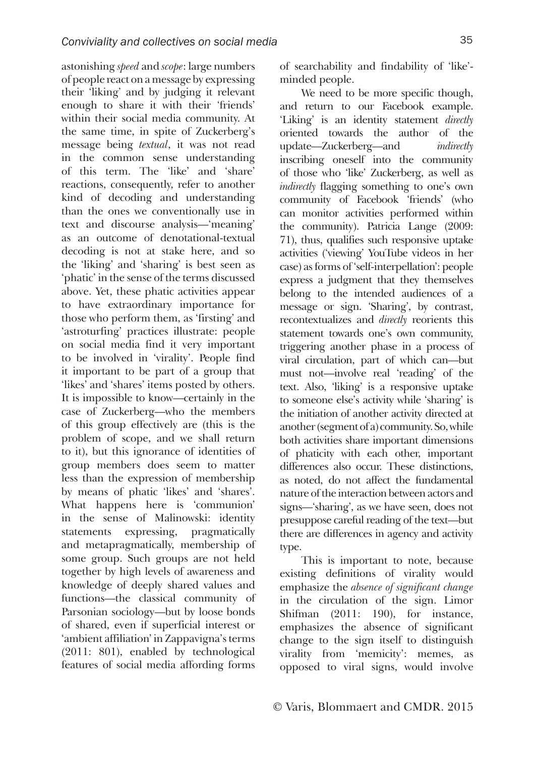astonishing *speed* and *scope*: large numbers of people react on a message by expressing their 'liking' and by judging it relevant enough to share it with their 'friends' within their social media community. At the same time, in spite of Zuckerberg's message being *textual*, it was not read in the common sense understanding of this term. The 'like' and 'share' reactions, consequently, refer to another kind of decoding and understanding than the ones we conventionally use in text and discourse analysis—'meaning' as an outcome of denotational-textual decoding is not at stake here, and so the 'liking' and 'sharing' is best seen as 'phatic' in the sense of the terms discussed above. Yet, these phatic activities appear to have extraordinary importance for those who perform them, as 'firsting' and 'astroturfing' practices illustrate: people on social media find it very important to be involved in 'virality'. People find it important to be part of a group that 'likes' and 'shares' items posted by others. It is impossible to know—certainly in the case of Zuckerberg—who the members of this group effectively are (this is the problem of scope, and we shall return to it), but this ignorance of identities of group members does seem to matter less than the expression of membership by means of phatic 'likes' and 'shares'. What happens here is 'communion' in the sense of Malinowski: identity statements expressing, pragmatically and metapragmatically, membership of some group. Such groups are not held together by high levels of awareness and knowledge of deeply shared values and functions—the classical community of Parsonian sociology—but by loose bonds of shared, even if superficial interest or 'ambient affiliation' in Zappavigna's terms (2011: 801), enabled by technological features of social media affording forms of searchability and findability of 'like'-minded people.

We need to be more specific though, and return to our Facebook example. 'Liking' is an identity statement *directly* oriented towards the author of the update—Zuckerberg—and *indirectly* inscribing oneself into the community of those who 'like' Zuckerberg, as well as *indirectly* flagging something to one's own community of Facebook 'friends' (who can monitor activities performed within the community). Patricia Lange (2009: 71), thus, qualifies such responsive uptake activities ('viewing' YouTube videos in her case) as forms of 'self-interpellation': people express a judgment that they themselves belong to the intended audiences of a message or sign. 'Sharing', by contrast, recontextualizes and *directly* reorients this statement towards one's own community, triggering another phase in a process of viral circulation, part of which can—but must not—involve real 'reading' of the text. Also, 'liking' is a responsive uptake to someone else's activity while 'sharing' is the initiation of another activity directed at another (segment of a) community. So, while both activities share important dimensions of phaticity with each other, important differences also occur. These distinctions, as noted, do not affect the fundamental nature of the interaction between actors and signs—'sharing', as we have seen, does not presuppose careful reading of the text—but there are differences in agency and activity type.

This is important to note, because existing definitions of virality would emphasize the *absence of significant change* in the circulation of the sign. Limor Shifman (2011: 190), for instance, emphasizes the absence of significant change to the sign itself to distinguish virality from 'memicity': memes, as opposed to viral signs, would involve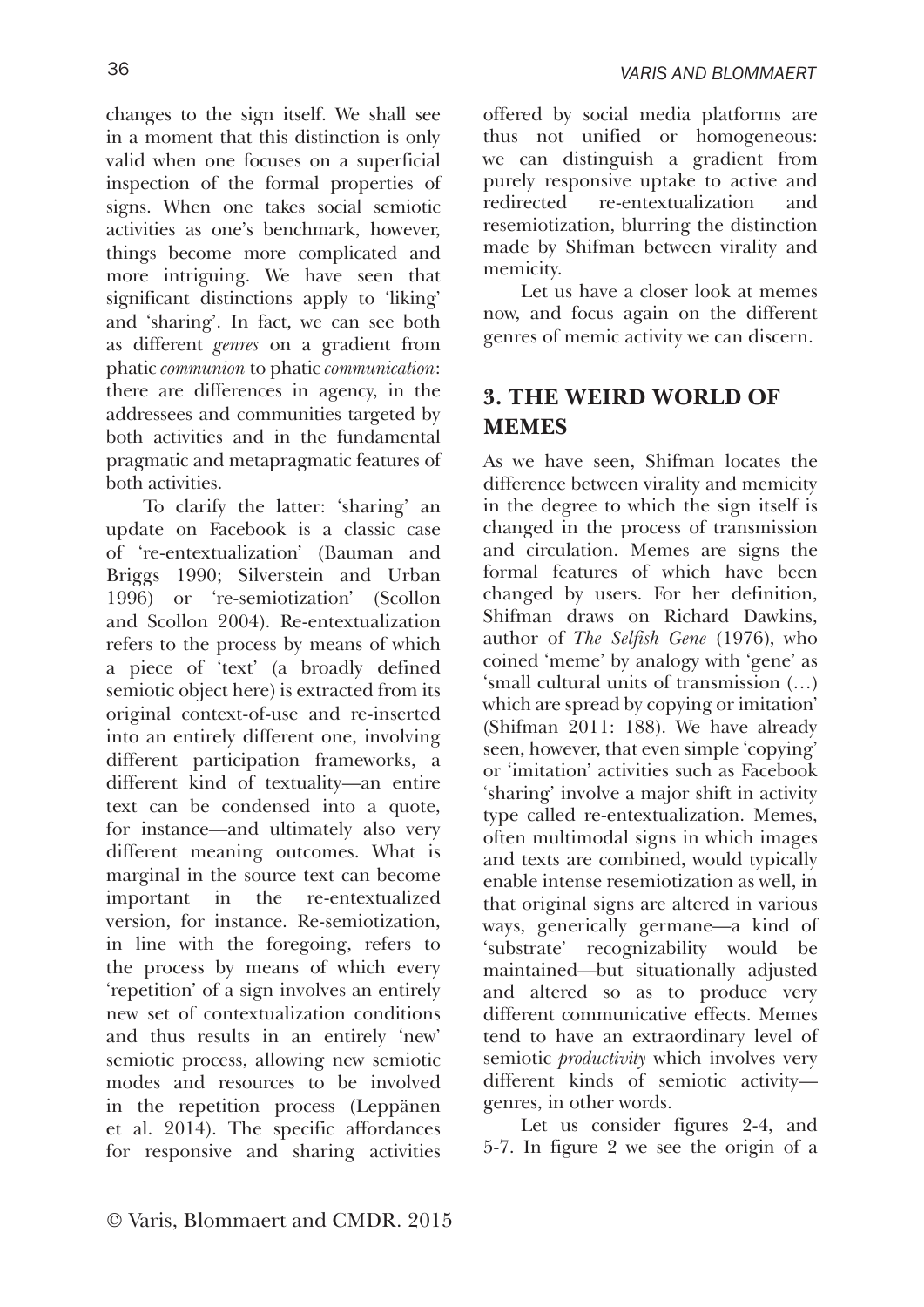changes to the sign itself. We shall see in a moment that this distinction is only valid when one focuses on a superficial inspection of the formal properties of signs. When one takes social semiotic activities as one's benchmark, however, things become more complicated and more intriguing. We have seen that significant distinctions apply to 'liking' and 'sharing'. In fact, we can see both as different *genres* on a gradient from phatic *communion* to phatic *communication*: there are differences in agency, in the addressees and communities targeted by both activities and in the fundamental pragmatic and metapragmatic features of both activities.

To clarify the latter: 'sharing' an update on Facebook is a classic case of 're-entextualization' (Bauman and Briggs 1990; Silverstein and Urban 1996) or 're-semiotization' (Scollon and Scollon 2004). Re-entextualization refers to the process by means of which a piece of 'text' (a broadly defined semiotic object here) is extracted from its original context-of-use and re-inserted into an entirely different one, involving different participation frameworks, a different kind of textuality—an entire text can be condensed into a quote, for instance—and ultimately also very different meaning outcomes. What is marginal in the source text can become important in the re-entextualized version, for instance. Re-semiotization, in line with the foregoing, refers to the process by means of which every 'repetition' of a sign involves an entirely new set of contextualization conditions and thus results in an entirely 'new' semiotic process, allowing new semiotic modes and resources to be involved in the repetition process (Leppänen et al. 2014). The specific affordances for responsive and sharing activities offered by social media platforms are thus not unified or homogeneous: we can distinguish a gradient from purely responsive uptake to active and redirected re-entextualization and resemiotization, blurring the distinction made by Shifman between virality and memicity.

Let us have a closer look at memes now, and focus again on the different genres of memic activity we can discern.

## 3. THE WEIRD WORLD OF MEMES

As we have seen, Shifman locates the difference between virality and memicity in the degree to which the sign itself is changed in the process of transmission and circulation. Memes are signs the formal features of which have been changed by users. For her definition, Shifman draws on Richard Dawkins, author of *The Selfish Gene* (1976), who coined 'meme' by analogy with 'gene' as 'small cultural units of transmission (…) which are spread by copying or imitation' (Shifman 2011: 188). We have already seen, however, that even simple 'copying' or 'imitation' activities such as Facebook 'sharing' involve a major shift in activity type called re-entextualization. Memes, often multimodal signs in which images and texts are combined, would typically enable intense resemiotization as well, in that original signs are altered in various ways, generically germane—a kind of 'substrate' recognizability would be maintained—but situationally adjusted and altered so as to produce very different communicative effects. Memes tend to have an extraordinary level of semiotic *productivity* which involves very different kinds of semiotic activity—genres, in other words.

Let us consider figures 2-4, and 5-7. In figure 2 we see the origin of a

© Varis, Blommaert and CMDR. 2015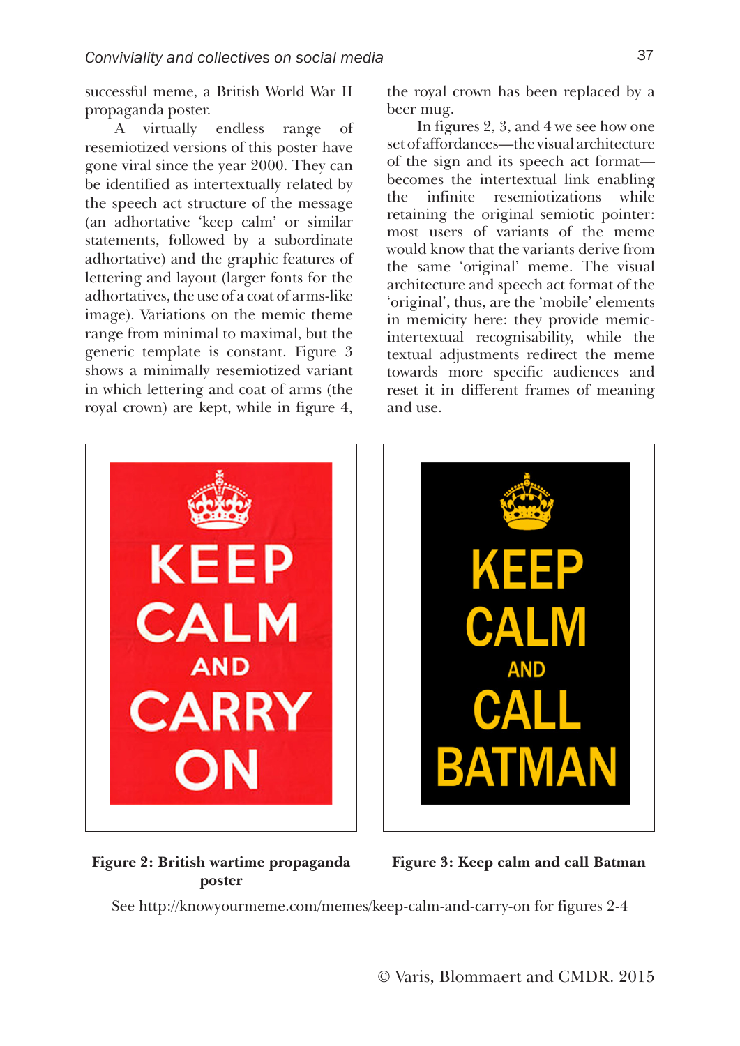successful meme, a British World War II propaganda poster.

A virtually endless range of resemiotized versions of this poster have gone viral since the year 2000. They can be identified as intertextually related by the speech act structure of the message (an adhortative 'keep calm' or similar statements, followed by a subordinate adhortative) and the graphic features of lettering and layout (larger fonts for the adhortatives, the use of a coat of arms-like image). Variations on the memic theme range from minimal to maximal, but the generic template is constant. Figure 3 shows a minimally resemiotized variant in which lettering and coat of arms (the royal crown) are kept, while in figure 4, the royal crown has been replaced by a beer mug.

In figures 2, 3, and 4 we see how one set of affordances—the visual architecture of the sign and its speech act format—becomes the intertextual link enabling the infinite resemiotizations while retaining the original semiotic pointer: most users of variants of the meme would know that the variants derive from the same 'original' meme. The visual architecture and speech act format of the 'original', thus, are the 'mobile' elements in memicity here: they provide memic-intertextual recognisability, while the textual adjustments redirect the meme towards more specific audiences and reset it in different frames of meaning and use.

KEEP CALM AND CARRY ON

**Figure 2: British wartime propaganda poster**

KEEP CALM AND CALL BATMAN

**Figure 3: Keep calm and call Batman**

See http://knowyourmeme.com/memes/keep-calm-and-carry-on for figures 2-4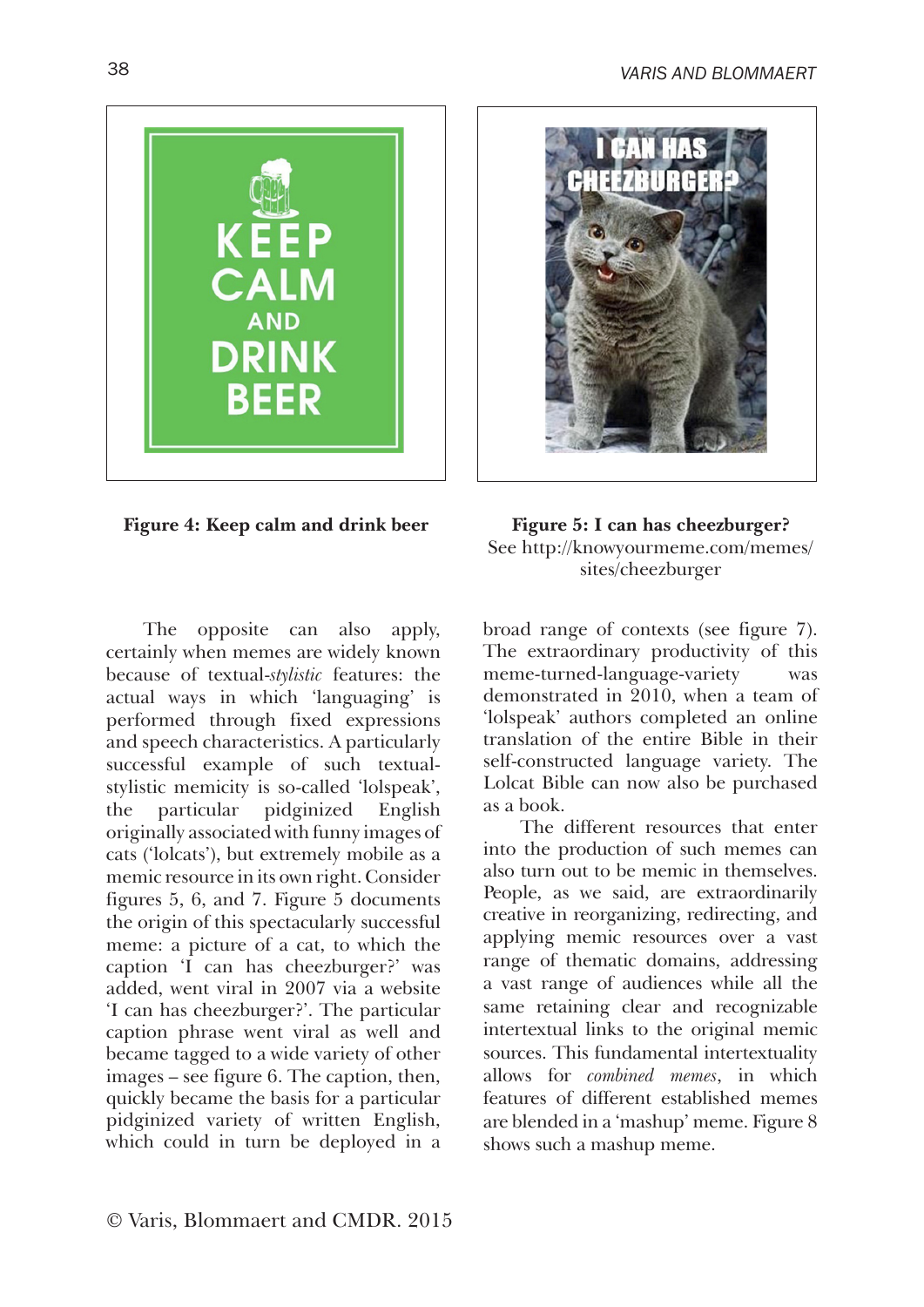**Figure 4: Keep calm and drink beer**

**Figure 5: I can has cheezburger?** See http://knowyourmeme.com/memes/sites/cheezburger

The opposite can also apply, certainly when memes are widely known because of textual-*stylistic* features: the actual ways in which 'languaging' is performed through fixed expressions and speech characteristics. A particularly successful example of such textual-stylistic memicity is so-called 'lolspeak', the particular pidginized English originally associated with funny images of cats ('lolcats'), but extremely mobile as a memic resource in its own right. Consider figures 5, 6, and 7. Figure 5 documents the origin of this spectacularly successful meme: a picture of a cat, to which the caption 'I can has cheezburger?' was added, went viral in 2007 via a website 'I can has cheezburger?'. The particular caption phrase went viral as well and became tagged to a wide variety of other images – see figure 6. The caption, then, quickly became the basis for a particular pidginized variety of written English, which could in turn be deployed in a broad range of contexts (see figure 7). The extraordinary productivity of this meme-turned-language-variety was demonstrated in 2010, when a team of 'lolspeak' authors completed an online translation of the entire Bible in their self-constructed language variety. The Lolcat Bible can now also be purchased as a book.

The different resources that enter into the production of such memes can also turn out to be memic in themselves. People, as we said, are extraordinarily creative in reorganizing, redirecting, and applying memic resources over a vast range of thematic domains, addressing a vast range of audiences while all the same retaining clear and recognizable intertextual links to the original memic sources. This fundamental intertextuality allows for *combined memes*, in which features of different established memes are blended in a 'mashup' meme. Figure 8 shows such a mashup meme.

© Varis, Blommaert and CMDR. 2015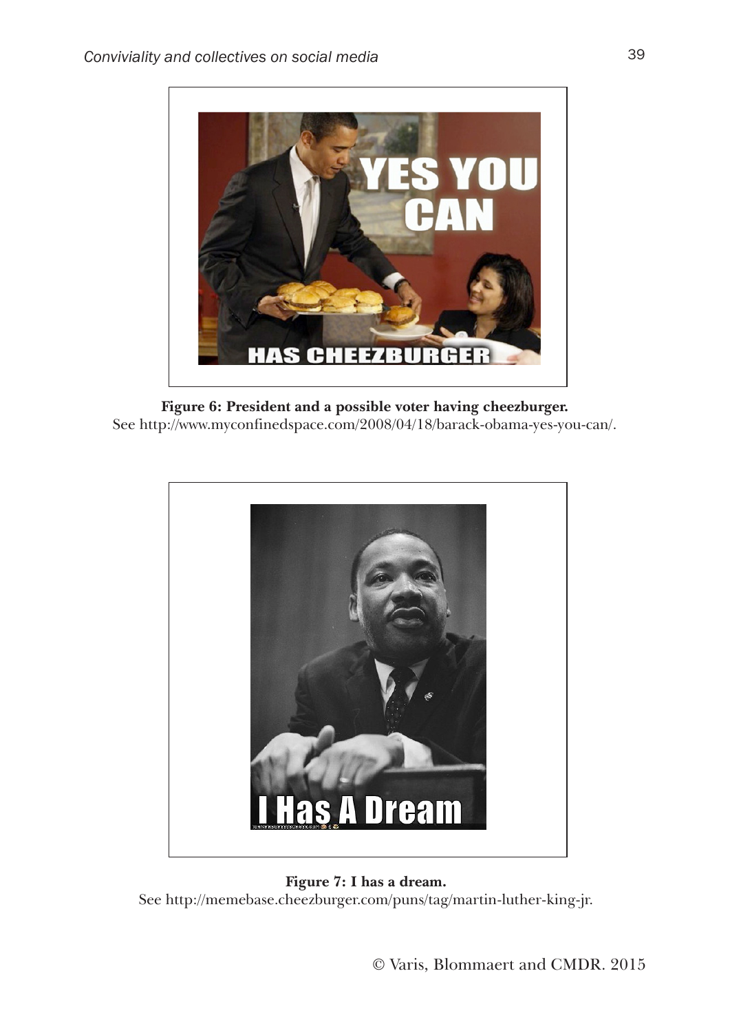**Figure 6: President and a possible voter having cheezburger.**
See http://www.myconfinedspace.com/2008/04/18/barack-obama-yes-you-can/.

**Figure 7: I has a dream.**
See http://memebase.cheezburger.com/puns/tag/martin-luther-king-jr.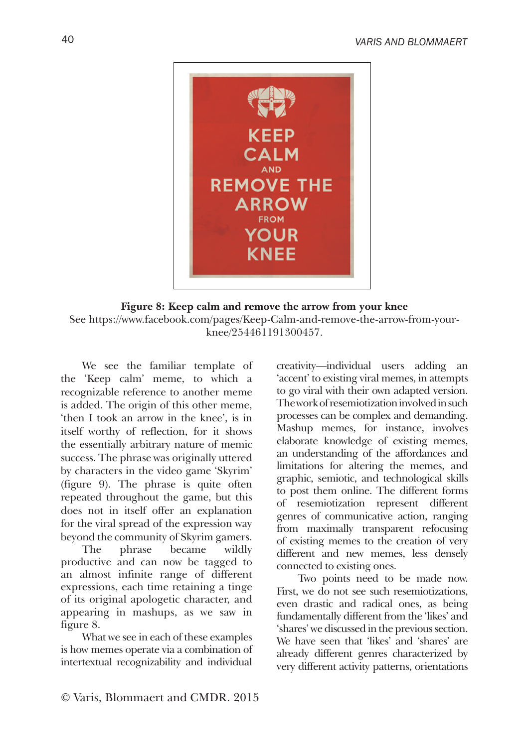**Figure 8: Keep calm and remove the arrow from your knee**

See https://www.facebook.com/pages/Keep-Calm-and-remove-the-arrow-from-your-knee/254461191300457.

We see the familiar template of the 'Keep calm' meme, to which a recognizable reference to another meme is added. The origin of this other meme, 'then I took an arrow in the knee', is in itself worthy of reflection, for it shows the essentially arbitrary nature of memic success. The phrase was originally uttered by characters in the video game 'Skyrim' (figure 9). The phrase is quite often repeated throughout the game, but this does not in itself offer an explanation for the viral spread of the expression way beyond the community of Skyrim gamers.

The phrase became wildly productive and can now be tagged to an almost infinite range of different expressions, each time retaining a tinge of its original apologetic character, and appearing in mashups, as we saw in figure 8.

What we see in each of these examples is how memes operate via a combination of intertextual recognizability and individual creativity—individual users adding an 'accent' to existing viral memes, in attempts to go viral with their own adapted version. The work of resemiotization involved in such processes can be complex and demanding. Mashup memes, for instance, involves elaborate knowledge of existing memes, an understanding of the affordances and limitations for altering the memes, and graphic, semiotic, and technological skills to post them online. The different forms of resemiotization represent different genres of communicative action, ranging from maximally transparent refocusing of existing memes to the creation of very different and new memes, less densely connected to existing ones.

Two points need to be made now. First, we do not see such resemiotizations, even drastic and radical ones, as being fundamentally different from the 'likes' and 'shares' we discussed in the previous section. We have seen that 'likes' and 'shares' are already different genres characterized by very different activity patterns, orientations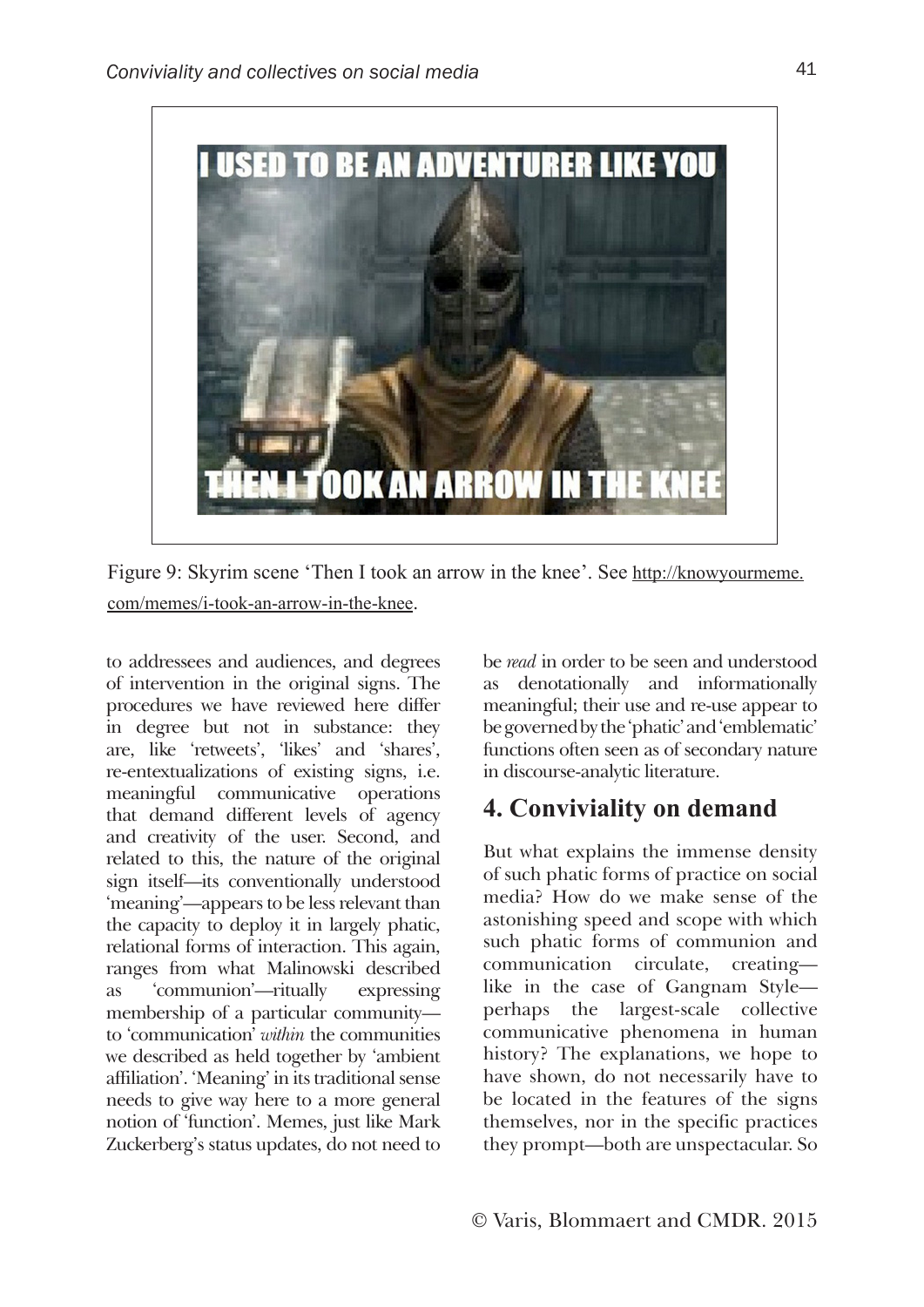Figure 9: Skyrim scene 'Then I took an arrow in the knee'. See http://knowyourmeme.com/memes/i-took-an-arrow-in-the-knee.

to addressees and audiences, and degrees of intervention in the original signs. The procedures we have reviewed here differ in degree but not in substance: they are, like 'retweets', 'likes' and 'shares', re-entextualizations of existing signs, i.e. meaningful communicative operations that demand different levels of agency and creativity of the user. Second, and related to this, the nature of the original sign itself—its conventionally understood 'meaning'—appears to be less relevant than the capacity to deploy it in largely phatic, relational forms of interaction. This again, ranges from what Malinowski described as 'communion'—ritually expressing membership of a particular community—to 'communication' *within* the communities we described as held together by 'ambient affiliation'. 'Meaning' in its traditional sense needs to give way here to a more general notion of 'function'. Memes, just like Mark Zuckerberg's status updates, do not need to be *read* in order to be seen and understood as denotationally and informationally meaningful; their use and re-use appear to be governed by the 'phatic' and 'emblematic' functions often seen as of secondary nature in discourse-analytic literature.

## 4. Conviviality on demand

But what explains the immense density of such phatic forms of practice on social media? How do we make sense of the astonishing speed and scope with which such phatic forms of communion and communication circulate, creating—like in the case of Gangnam Style—perhaps the largest-scale collective communicative phenomena in human history? The explanations, we hope to have shown, do not necessarily have to be located in the features of the signs themselves, nor in the specific practices they prompt—both are unspectacular. So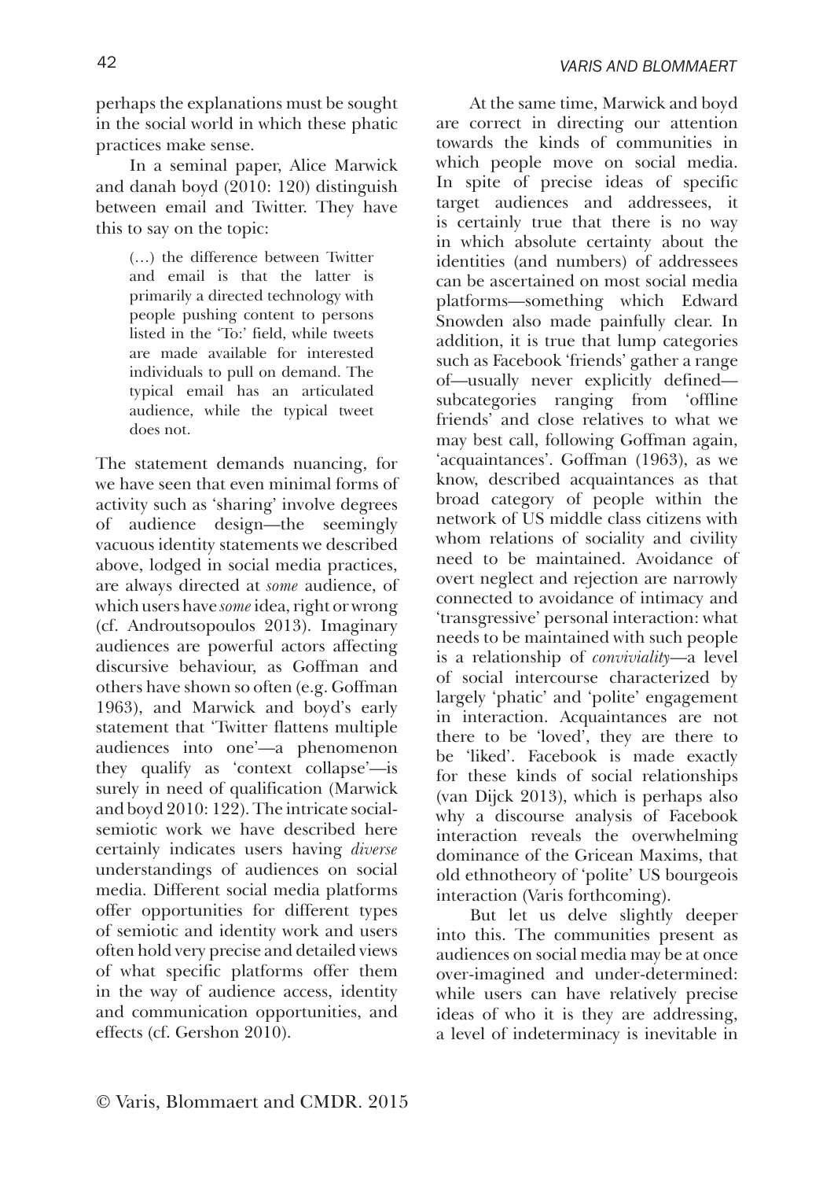perhaps the explanations must be sought in the social world in which these phatic practices make sense.

In a seminal paper, Alice Marwick and danah boyd (2010: 120) distinguish between email and Twitter. They have this to say on the topic:

> (…) the difference between Twitter and email is that the latter is primarily a directed technology with people pushing content to persons listed in the 'To:' field, while tweets are made available for interested individuals to pull on demand. The typical email has an articulated audience, while the typical tweet does not.

The statement demands nuancing, for we have seen that even minimal forms of activity such as 'sharing' involve degrees of audience design—the seemingly vacuous identity statements we described above, lodged in social media practices, are always directed at *some* audience, of which users have *some* idea, right or wrong (cf. Androutsopoulos 2013). Imaginary audiences are powerful actors affecting discursive behaviour, as Goffman and others have shown so often (e.g. Goffman 1963), and Marwick and boyd's early statement that 'Twitter flattens multiple audiences into one'—a phenomenon they qualify as 'context collapse'—is surely in need of qualification (Marwick and boyd 2010: 122). The intricate social-semiotic work we have described here certainly indicates users having *diverse* understandings of audiences on social media. Different social media platforms offer opportunities for different types of semiotic and identity work and users often hold very precise and detailed views of what specific platforms offer them in the way of audience access, identity and communication opportunities, and effects (cf. Gershon 2010).

At the same time, Marwick and boyd are correct in directing our attention towards the kinds of communities in which people move on social media. In spite of precise ideas of specific target audiences and addressees, it is certainly true that there is no way in which absolute certainty about the identities (and numbers) of addressees can be ascertained on most social media platforms—something which Edward Snowden also made painfully clear. In addition, it is true that lump categories such as Facebook 'friends' gather a range of—usually never explicitly defined—subcategories ranging from 'offline friends' and close relatives to what we may best call, following Goffman again, 'acquaintances'. Goffman (1963), as we know, described acquaintances as that broad category of people within the network of US middle class citizens with whom relations of sociality and civility need to be maintained. Avoidance of overt neglect and rejection are narrowly connected to avoidance of intimacy and 'transgressive' personal interaction: what needs to be maintained with such people is a relationship of *conviviality*—a level of social intercourse characterized by largely 'phatic' and 'polite' engagement in interaction. Acquaintances are not there to be 'loved', they are there to be 'liked'. Facebook is made exactly for these kinds of social relationships (van Dijck 2013), which is perhaps also why a discourse analysis of Facebook interaction reveals the overwhelming dominance of the Gricean Maxims, that old ethnotheory of 'polite' US bourgeois interaction (Varis forthcoming).

But let us delve slightly deeper into this. The communities present as audiences on social media may be at once over-imagined and under-determined: while users can have relatively precise ideas of who it is they are addressing, a level of indeterminacy is inevitable in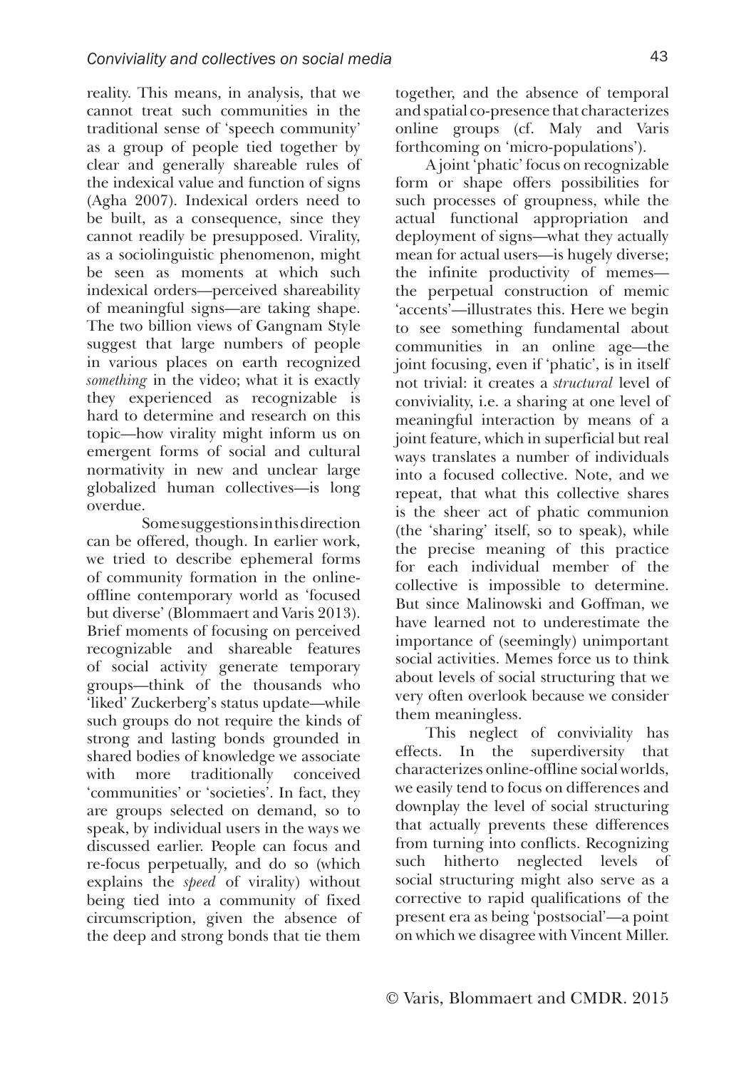reality. This means, in analysis, that we cannot treat such communities in the traditional sense of 'speech community' as a group of people tied together by clear and generally shareable rules of the indexical value and function of signs (Agha 2007). Indexical orders need to be built, as a consequence, since they cannot readily be presupposed. Virality, as a sociolinguistic phenomenon, might be seen as moments at which such indexical orders—perceived shareability of meaningful signs—are taking shape. The two billion views of Gangnam Style suggest that large numbers of people in various places on earth recognized *something* in the video; what it is exactly they experienced as recognizable is hard to determine and research on this topic—how virality might inform us on emergent forms of social and cultural normativity in new and unclear large globalized human collectives—is long overdue.

Some suggestions in this direction can be offered, though. In earlier work, we tried to describe ephemeral forms of community formation in the online-offline contemporary world as 'focused but diverse' (Blommaert and Varis 2013). Brief moments of focusing on perceived recognizable and shareable features of social activity generate temporary groups—think of the thousands who 'liked' Zuckerberg's status update—while such groups do not require the kinds of strong and lasting bonds grounded in shared bodies of knowledge we associate with more traditionally conceived 'communities' or 'societies'. In fact, they are groups selected on demand, so to speak, by individual users in the ways we discussed earlier. People can focus and re-focus perpetually, and do so (which explains the *speed* of virality) without being tied into a community of fixed circumscription, given the absence of the deep and strong bonds that tie them together, and the absence of temporal and spatial co-presence that characterizes online groups (cf. Maly and Varis forthcoming on 'micro-populations').

A joint 'phatic' focus on recognizable form or shape offers possibilities for such processes of groupness, while the actual functional appropriation and deployment of signs—what they actually mean for actual users—is hugely diverse; the infinite productivity of memes—the perpetual construction of memic 'accents'—illustrates this. Here we begin to see something fundamental about communities in an online age—the joint focusing, even if 'phatic', is in itself not trivial: it creates a *structural* level of conviviality, i.e. a sharing at one level of meaningful interaction by means of a joint feature, which in superficial but real ways translates a number of individuals into a focused collective. Note, and we repeat, that what this collective shares is the sheer act of phatic communion (the 'sharing' itself, so to speak), while the precise meaning of this practice for each individual member of the collective is impossible to determine. But since Malinowski and Goffman, we have learned not to underestimate the importance of (seemingly) unimportant social activities. Memes force us to think about levels of social structuring that we very often overlook because we consider them meaningless.

This neglect of conviviality has effects. In the superdiversity that characterizes online-offline social worlds, we easily tend to focus on differences and downplay the level of social structuring that actually prevents these differences from turning into conflicts. Recognizing such hitherto neglected levels of social structuring might also serve as a corrective to rapid qualifications of the present era as being 'postsocial'—a point on which we disagree with Vincent Miller.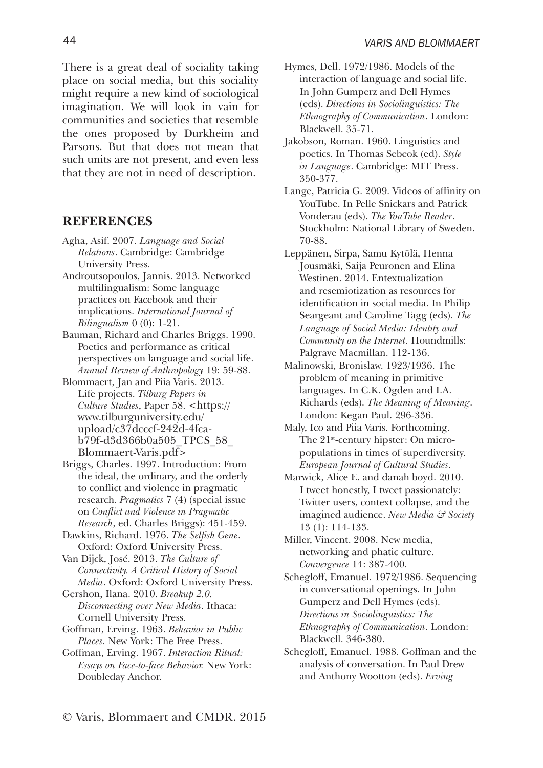There is a great deal of sociality taking place on social media, but this sociality might require a new kind of sociological imagination. We will look in vain for communities and societies that resemble the ones proposed by Durkheim and Parsons. But that does not mean that such units are not present, and even less that they are not in need of description.

## REFERENCES

Agha, Asif. 2007. *Language and Social Relations*. Cambridge: Cambridge University Press.

Androutsopoulos, Jannis. 2013. Networked multilingualism: Some language practices on Facebook and their implications. *International Journal of Bilingualism* 0 (0): 1-21.

Bauman, Richard and Charles Briggs. 1990. Poetics and performance as critical perspectives on language and social life. *Annual Review of Anthropology* 19: 59-88.

Blommaert, Jan and Piia Varis. 2013. Life projects. *Tilburg Papers in Culture Studies*, Paper 58. <https://www.tilburguniversity.edu/upload/c37dcccf-242d-4fca-b79f-d3d366b0a505_TPCS_58_Blommaert-Varis.pdf>

Briggs, Charles. 1997. Introduction: From the ideal, the ordinary, and the orderly to conflict and violence in pragmatic research. *Pragmatics* 7 (4) (special issue on *Conflict and Violence in Pragmatic Research*, ed. Charles Briggs): 451-459.

Dawkins, Richard. 1976. *The Selfish Gene*. Oxford: Oxford University Press.

Van Dijck, José. 2013. *The Culture of Connectivity. A Critical History of Social Media*. Oxford: Oxford University Press.

Gershon, Ilana. 2010. *Breakup 2.0. Disconnecting over New Media*. Ithaca: Cornell University Press.

Goffman, Erving. 1963. *Behavior in Public Places*. New York: The Free Press.

Goffman, Erving. 1967. *Interaction Ritual: Essays on Face-to-face Behavior.* New York: Doubleday Anchor.

Hymes, Dell. 1972/1986. Models of the interaction of language and social life. In John Gumperz and Dell Hymes (eds). *Directions in Sociolinguistics: The Ethnography of Communication*. London: Blackwell. 35-71.

Jakobson, Roman. 1960. Linguistics and poetics. In Thomas Sebeok (ed). *Style in Language*. Cambridge: MIT Press. 350-377.

Lange, Patricia G. 2009. Videos of affinity on YouTube. In Pelle Snickars and Patrick Vonderau (eds). *The YouTube Reader*. Stockholm: National Library of Sweden. 70-88.

Leppänen, Sirpa, Samu Kytölä, Henna Jousmäki, Saija Peuronen and Elina Westinen. 2014. Entextualization and resemiotization as resources for identification in social media. In Philip Seargeant and Caroline Tagg (eds). *The Language of Social Media: Identity and Community on the Internet*. Houndmills: Palgrave Macmillan. 112-136.

Malinowski, Bronislaw. 1923/1936. The problem of meaning in primitive languages. In C.K. Ogden and I.A. Richards (eds). *The Meaning of Meaning*. London: Kegan Paul. 296-336.

Maly, Ico and Piia Varis. Forthcoming. The 21st-century hipster: On micro-populations in times of superdiversity. *European Journal of Cultural Studies*.

Marwick, Alice E. and danah boyd. 2010. I tweet honestly, I tweet passionately: Twitter users, context collapse, and the imagined audience. *New Media & Society* 13 (1): 114-133.

Miller, Vincent. 2008. New media, networking and phatic culture. *Convergence* 14: 387-400.

Schegloff, Emanuel. 1972/1986. Sequencing in conversational openings. In John Gumperz and Dell Hymes (eds). *Directions in Sociolinguistics: The Ethnography of Communication*. London: Blackwell. 346-380.

Schegloff, Emanuel. 1988. Goffman and the analysis of conversation. In Paul Drew and Anthony Wootton (eds). *Erving*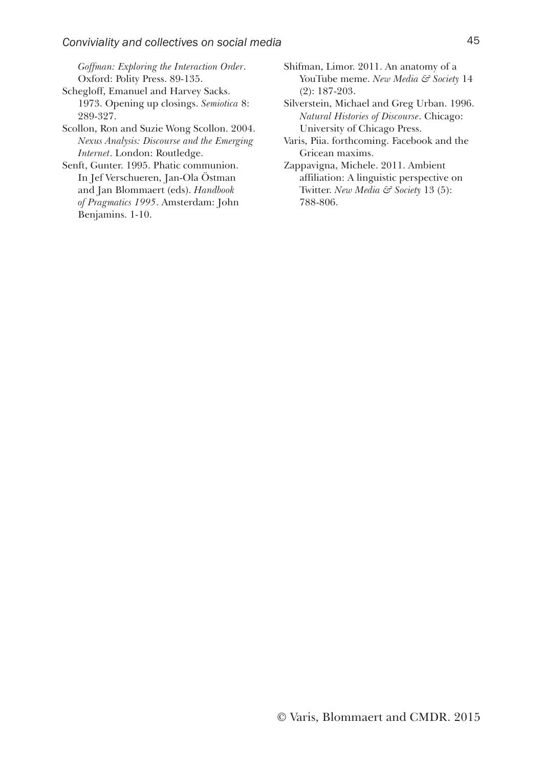*Goffman: Exploring the Interaction Order*. Oxford: Polity Press. 89-135.

Schegloff, Emanuel and Harvey Sacks. 1973. Opening up closings. *Semiotica* 8: 289-327.

Scollon, Ron and Suzie Wong Scollon. 2004. *Nexus Analysis: Discourse and the Emerging Internet*. London: Routledge.

Senft, Gunter. 1995. Phatic communion. In Jef Verschueren, Jan-Ola Östman and Jan Blommaert (eds). *Handbook of Pragmatics 1995*. Amsterdam: John Benjamins. 1-10.

Shifman, Limor. 2011. An anatomy of a YouTube meme. *New Media & Society* 14 (2): 187-203.

Silverstein, Michael and Greg Urban. 1996. *Natural Histories of Discourse*. Chicago: University of Chicago Press.

Varis, Piia. forthcoming. Facebook and the Gricean maxims.

Zappavigna, Michele. 2011. Ambient affiliation: A linguistic perspective on Twitter. *New Media & Society* 13 (5): 788-806.

© Varis, Blommaert and CMDR. 2015